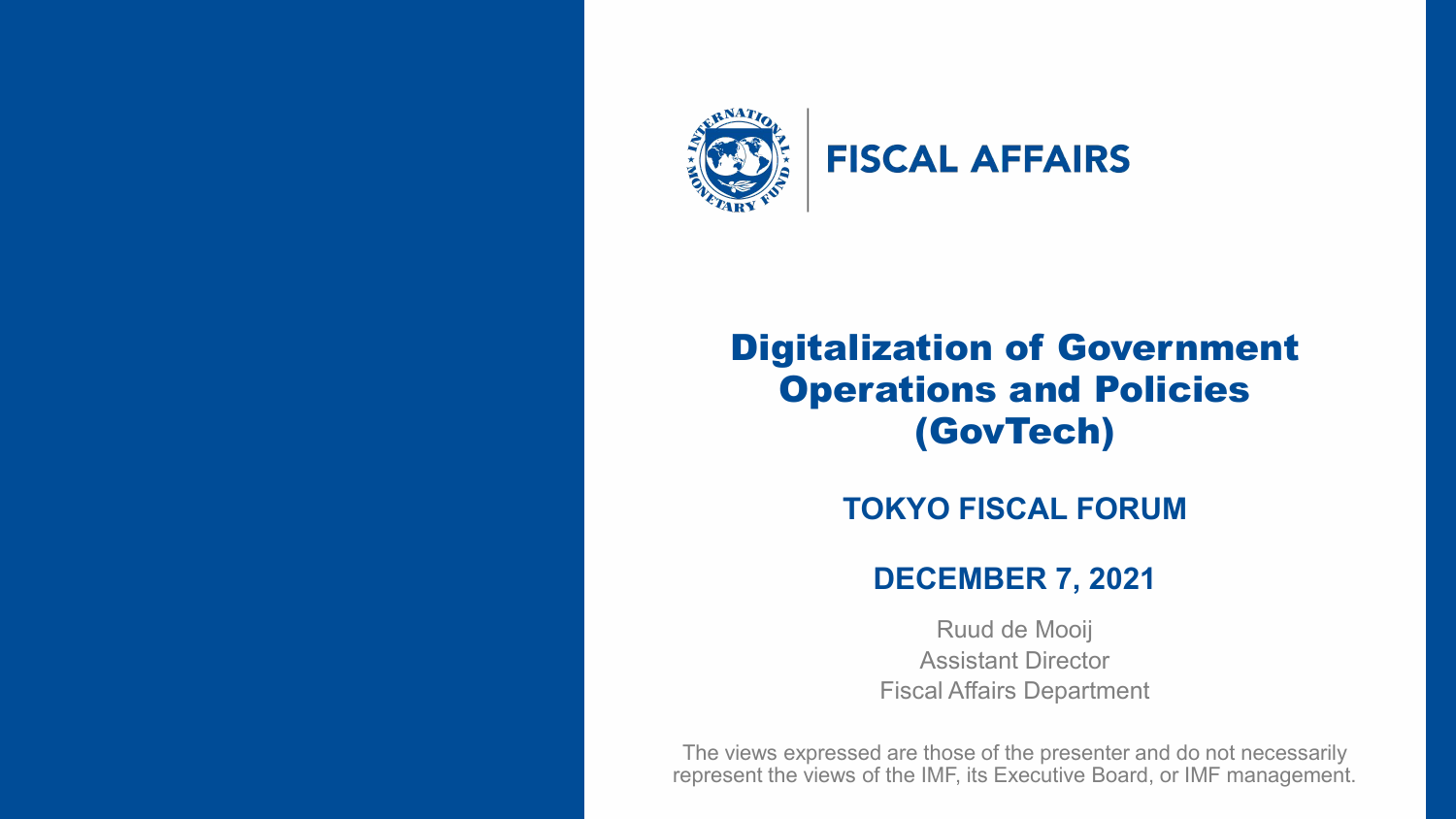FISCAL AFFAIRS

# Digitalization of Government Operations and Policies (GovTech)

## TOKYO FISCAL FORUM

## DECEMBER 7, 2021

Ruud de Mooij
Assistant Director
Fiscal Affairs Department

The views expressed are those of the presenter and do not necessarily represent the views of the IMF, its Executive Board, or IMF management.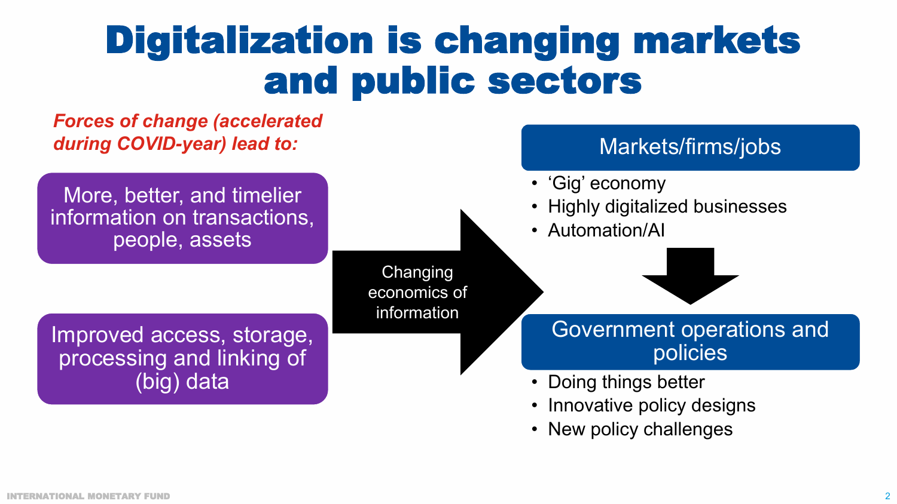# Digitalization is changing markets and public sectors

***Forces of change (accelerated during COVID-year) lead to:***

More, better, and timelier information on transactions, people, assets

Improved access, storage, processing and linking of (big) data

Changing economics of information

## Markets/firms/jobs

- 'Gig' economy
- Highly digitalized businesses
- Automation/AI

## Government operations and policies

- Doing things better
- Innovative policy designs
- New policy challenges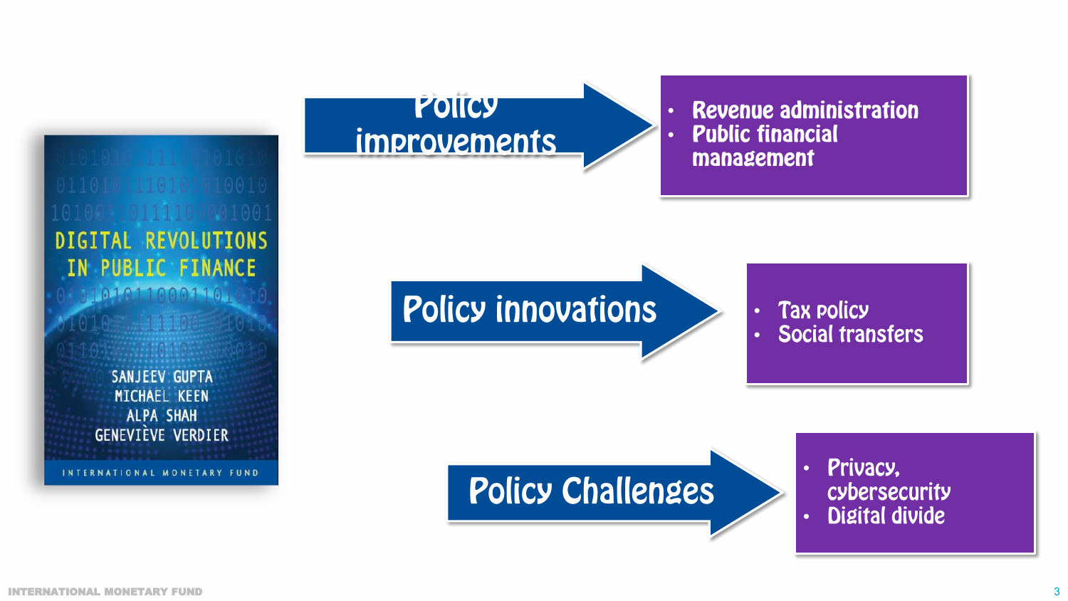DIGITAL REVOLUTIONS IN PUBLIC FINANCE

SANJEEV GUPTA
MICHAEL KEEN
ALPA SHAH
GENEVIÈVE VERDIER

INTERNATIONAL MONETARY FUND

**Policy improvements**

- Revenue administration
- Public financial management

**Policy innovations**

- Tax policy
- Social transfers

**Policy Challenges**

- Privacy, cybersecurity
- Digital divide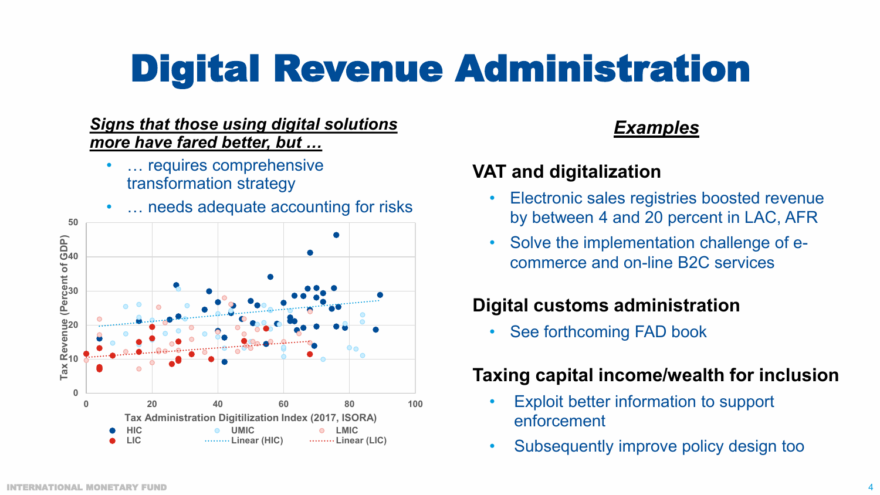# Digital Revenue Administration

***Signs that those using digital solutions more have fared better, but …***

- … requires comprehensive transformation strategy
- … needs adequate accounting for risks

Tax Revenue (Percent of GDP)

Tax Administration Digitilization Index (2017, ISORA)

HIC, UMIC, LMIC, LIC, Linear (HIC), Linear (LIC)

## *Examples*

### VAT and digitalization

- Electronic sales registries boosted revenue by between 4 and 20 percent in LAC, AFR
- Solve the implementation challenge of e-commerce and on-line B2C services

### Digital customs administration

- See forthcoming FAD book

### Taxing capital income/wealth for inclusion

- Exploit better information to support enforcement
- Subsequently improve policy design too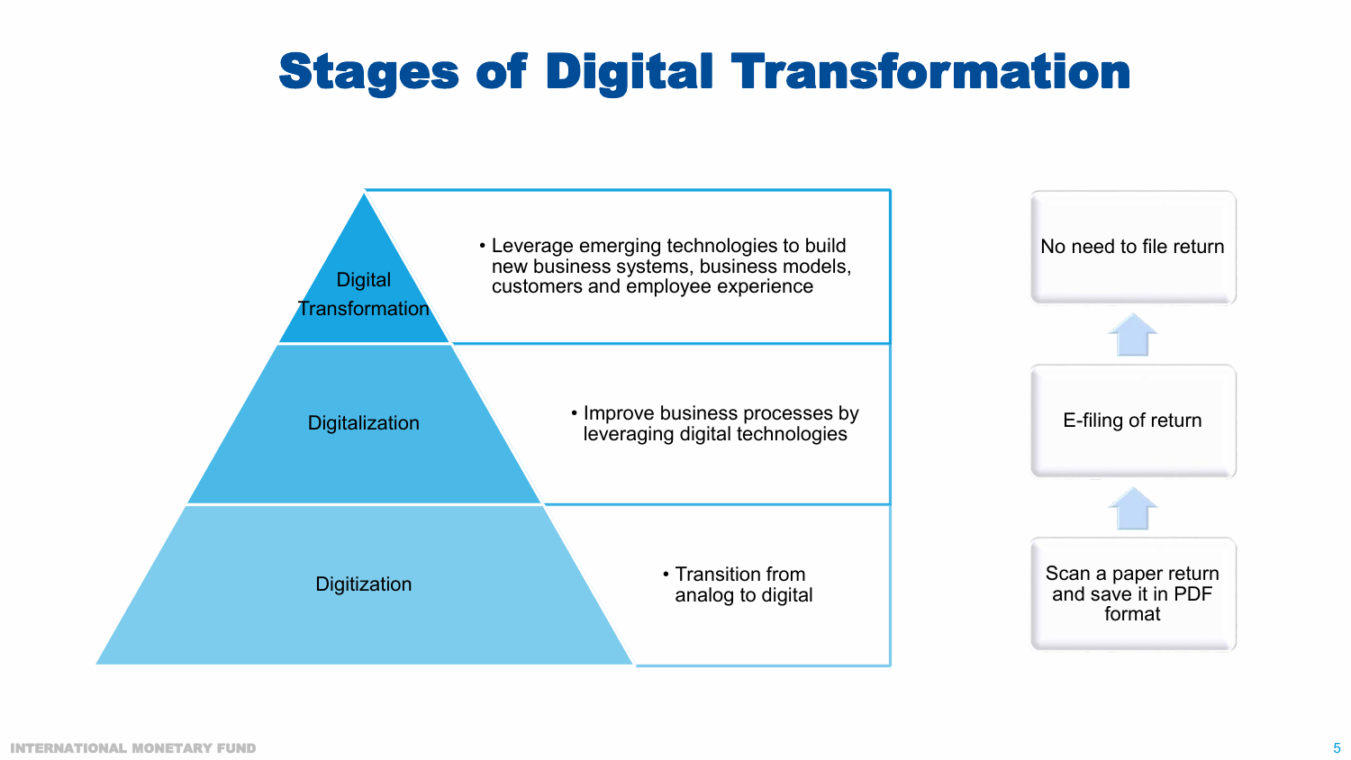# Stages of Digital Transformation

| Stage | Description |
| --- | --- |
| Digital Transformation | • Leverage emerging technologies to build new business systems, business models, customers and employee experience |
| Digitalization | • Improve business processes by leveraging digital technologies |
| Digitization | • Transition from analog to digital |

- No need to file return
- E-filing of return
- Scan a paper return and save it in PDF format

INTERNATIONAL MONETARY FUND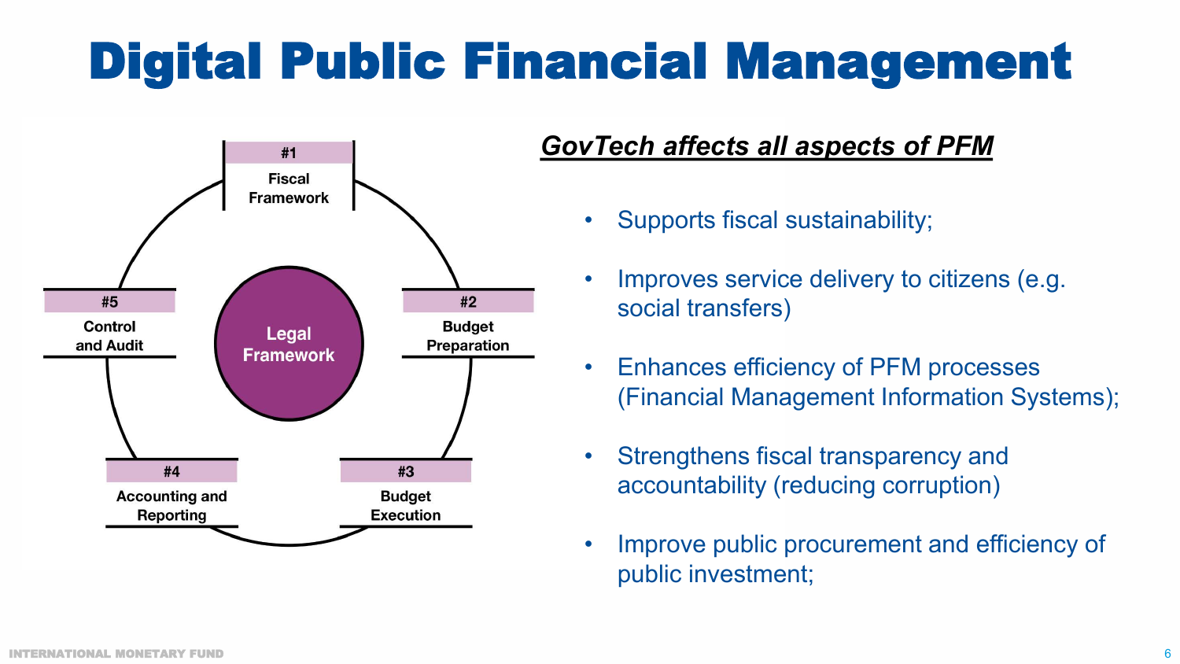# Digital Public Financial Management

Legal Framework

- #1 Fiscal Framework
- #2 Budget Preparation
- #3 Budget Execution
- #4 Accounting and Reporting
- #5 Control and Audit

***GovTech affects all aspects of PFM***

- Supports fiscal sustainability;
- Improves service delivery to citizens (e.g. social transfers)
- Enhances efficiency of PFM processes (Financial Management Information Systems);
- Strengthens fiscal transparency and accountability (reducing corruption)
- Improve public procurement and efficiency of public investment;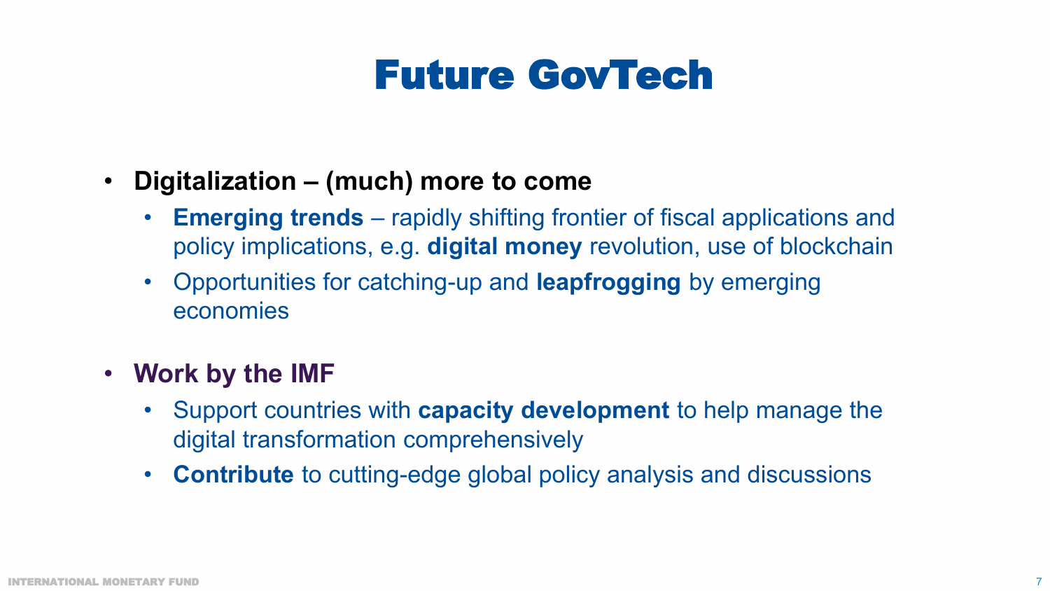# Future GovTech

- **Digitalization – (much) more to come**
  - **Emerging trends** – rapidly shifting frontier of fiscal applications and policy implications, e.g. **digital money** revolution, use of blockchain
  - Opportunities for catching-up and **leapfrogging** by emerging economies

- **Work by the IMF**
  - Support countries with **capacity development** to help manage the digital transformation comprehensively
  - **Contribute** to cutting-edge global policy analysis and discussions